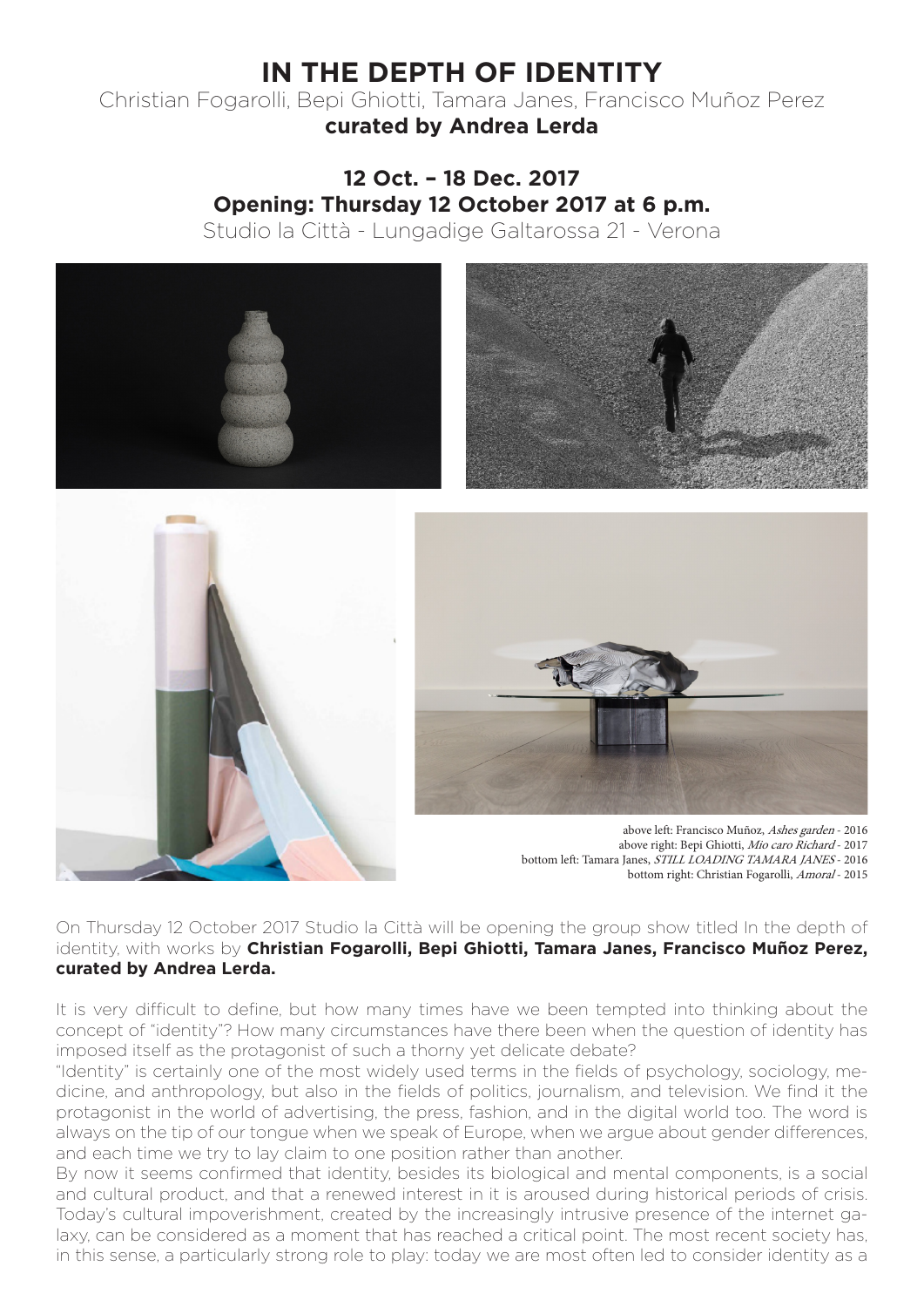# IN THE DEPTH OF IDENTITY

Christian Fogarolli, Bepi Ghiotti, Tamara Janes, Francisco Muñoz Perez
**curated by Andrea Lerda**

**12 Oct. – 18 Dec. 2017**
**Opening: Thursday 12 October 2017 at 6 p.m.**
Studio la Città - Lungadige Galtarossa 21 - Verona

above left: Francisco Muñoz, *Ashes garden* - 2016
above right: Bepi Ghiotti, *Mio caro Richard* - 2017
bottom left: Tamara Janes, *STILL LOADING TAMARA JANES* - 2016
bottom right: Christian Fogarolli, *Amoral* - 2015

On Thursday 12 October 2017 Studio la Città will be opening the group show titled In the depth of identity, with works by **Christian Fogarolli, Bepi Ghiotti, Tamara Janes, Francisco Muñoz Perez, curated by Andrea Lerda.**

It is very difficult to define, but how many times have we been tempted into thinking about the concept of "identity"? How many circumstances have there been when the question of identity has imposed itself as the protagonist of such a thorny yet delicate debate?
"Identity" is certainly one of the most widely used terms in the fields of psychology, sociology, medicine, and anthropology, but also in the fields of politics, journalism, and television. We find it the protagonist in the world of advertising, the press, fashion, and in the digital world too. The word is always on the tip of our tongue when we speak of Europe, when we argue about gender differences, and each time we try to lay claim to one position rather than another.
By now it seems confirmed that identity, besides its biological and mental components, is a social and cultural product, and that a renewed interest in it is aroused during historical periods of crisis. Today's cultural impoverishment, created by the increasingly intrusive presence of the internet galaxy, can be considered as a moment that has reached a critical point. The most recent society has, in this sense, a particularly strong role to play: today we are most often led to consider identity as a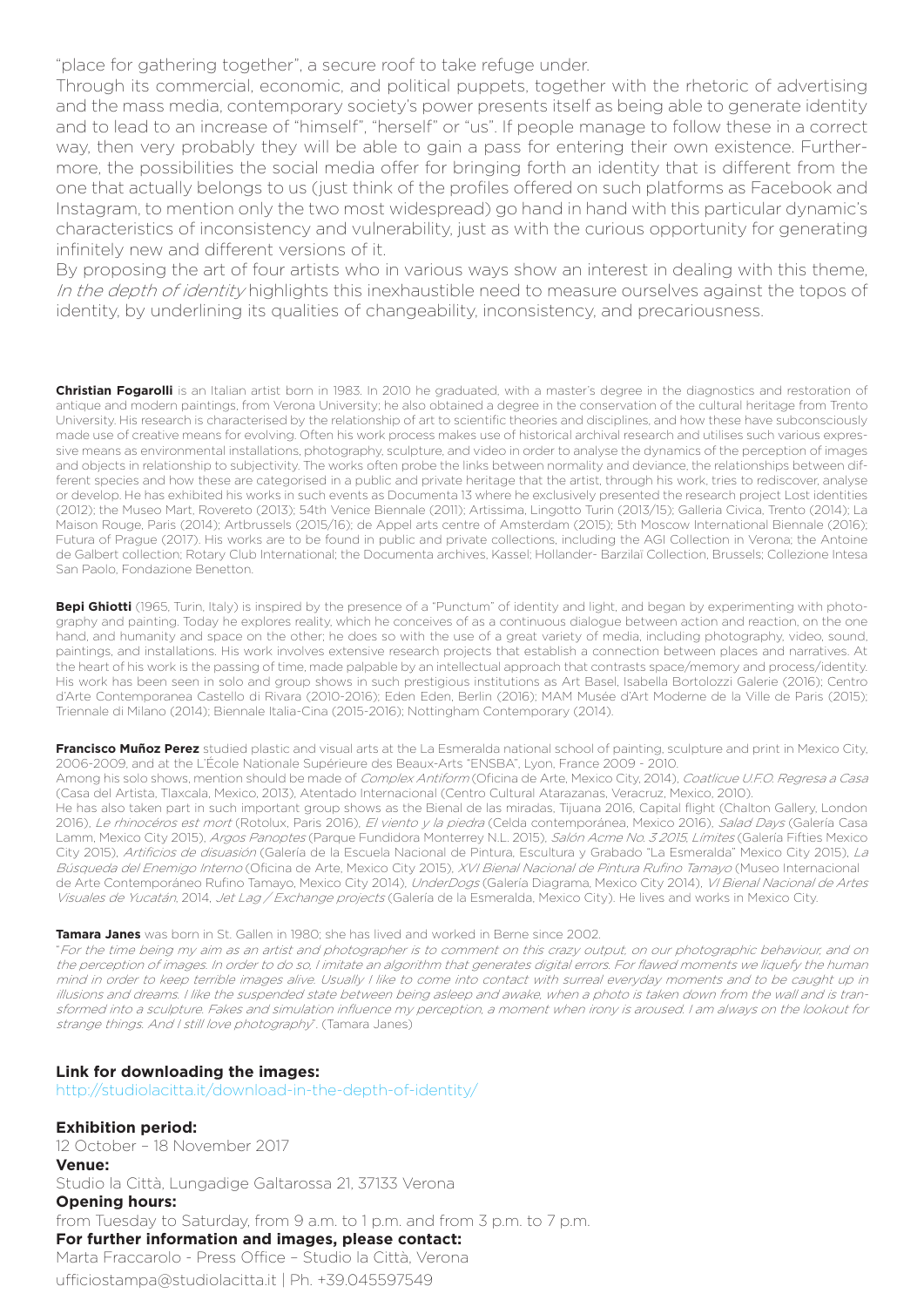"place for gathering together", a secure roof to take refuge under.

Through its commercial, economic, and political puppets, together with the rhetoric of advertising and the mass media, contemporary society's power presents itself as being able to generate identity and to lead to an increase of "himself", "herself" or "us". If people manage to follow these in a correct way, then very probably they will be able to gain a pass for entering their own existence. Furthermore, the possibilities the social media offer for bringing forth an identity that is different from the one that actually belongs to us (just think of the profiles offered on such platforms as Facebook and Instagram, to mention only the two most widespread) go hand in hand with this particular dynamic's characteristics of inconsistency and vulnerability, just as with the curious opportunity for generating infinitely new and different versions of it.

By proposing the art of four artists who in various ways show an interest in dealing with this theme, *In the depth of identity* highlights this inexhaustible need to measure ourselves against the topos of identity, by underlining its qualities of changeability, inconsistency, and precariousness.

**Christian Fogarolli** is an Italian artist born in 1983. In 2010 he graduated, with a master's degree in the diagnostics and restoration of antique and modern paintings, from Verona University; he also obtained a degree in the conservation of the cultural heritage from Trento University. His research is characterised by the relationship of art to scientific theories and disciplines, and how these have subconsciously made use of creative means for evolving. Often his work process makes use of historical archival research and utilises such various expressive means as environmental installations, photography, sculpture, and video in order to analyse the dynamics of the perception of images and objects in relationship to subjectivity. The works often probe the links between normality and deviance, the relationships between different species and how these are categorised in a public and private heritage that the artist, through his work, tries to rediscover, analyse or develop. He has exhibited his works in such events as Documenta 13 where he exclusively presented the research project Lost identities (2012); the Museo Mart, Rovereto (2013); 54th Venice Biennale (2011); Artissima, Lingotto Turin (2013/15); Galleria Civica, Trento (2014); La Maison Rouge, Paris (2014); Artbrussels (2015/16); de Appel arts centre of Amsterdam (2015); 5th Moscow International Biennale (2016); Futura of Prague (2017). His works are to be found in public and private collections, including the AGI Collection in Verona; the Antoine de Galbert collection; Rotary Club International; the Documenta archives, Kassel; Hollander- Barzilaï Collection, Brussels; Collezione Intesa San Paolo, Fondazione Benetton.

**Bepi Ghiotti** (1965, Turin, Italy) is inspired by the presence of a "Punctum" of identity and light, and began by experimenting with photography and painting. Today he explores reality, which he conceives of as a continuous dialogue between action and reaction, on the one hand, and humanity and space on the other; he does so with the use of a great variety of media, including photography, video, sound, paintings, and installations. His work involves extensive research projects that establish a connection between places and narratives. At the heart of his work is the passing of time, made palpable by an intellectual approach that contrasts space/memory and process/identity. His work has been seen in solo and group shows in such prestigious institutions as Art Basel, Isabella Bortolozzi Galerie (2016); Centro d'Arte Contemporanea Castello di Rivara (2010-2016); Eden Eden, Berlin (2016); MAM Musée d'Art Moderne de la Ville de Paris (2015); Triennale di Milano (2014); Biennale Italia-Cina (2015-2016); Nottingham Contemporary (2014).

**Francisco Muñoz Perez** studied plastic and visual arts at the La Esmeralda national school of painting, sculpture and print in Mexico City, 2006-2009, and at the L'École Nationale Supérieure des Beaux-Arts "ENSBA", Lyon, France 2009 - 2010.
Among his solo shows, mention should be made of *Complex Antiform* (Oficina de Arte, Mexico City, 2014), *Coatlicue U.F.O. Regresa a Casa* (Casa del Artista, Tlaxcala, Mexico, 2013), Atentado Internacional (Centro Cultural Atarazanas, Veracruz, Mexico, 2010).
He has also taken part in such important group shows as the Bienal de las miradas, Tijuana 2016, Capital flight (Chalton Gallery, London 2016), *Le rhinocéros est mort* (Rotolux, Paris 2016), *El viento y la piedra* (Celda contemporánea, Mexico 2016), *Salad Days* (Galería Casa Lamm, Mexico City 2015), *Argos Panoptes* (Parque Fundidora Monterrey N.L. 2015), *Salón Acme No. 3 2015, Límites* (Galería Fifties Mexico City 2015), *Artificios de disuasión* (Galería de la Escuela Nacional de Pintura, Escultura y Grabado "La Esmeralda" Mexico City 2015), *La Búsqueda del Enemigo Interno* (Oficina de Arte, Mexico City 2015), *XVI Bienal Nacional de Pintura Rufino Tamayo* (Museo Internacional de Arte Contemporáneo Rufino Tamayo, Mexico City 2014), *UnderDogs* (Galería Diagrama, Mexico City 2014), *VI Bienal Nacional de Artes Visuales de Yucatán*, 2014, *Jet Lag / Exchange projects* (Galería de la Esmeralda, Mexico City). He lives and works in Mexico City.

**Tamara Janes** was born in St. Gallen in 1980; she has lived and worked in Berne since 2002.
"*For the time being my aim as an artist and photographer is to comment on this crazy output, on our photographic behaviour, and on the perception of images. In order to do so, I imitate an algorithm that generates digital errors. For flawed moments we liquefy the human mind in order to keep terrible images alive. Usually I like to come into contact with surreal everyday moments and to be caught up in illusions and dreams. I like the suspended state between being asleep and awake, when a photo is taken down from the wall and is transformed into a sculpture. Fakes and simulation influence my perception, a moment when irony is aroused. I am always on the lookout for strange things. And I still love photography*". (Tamara Janes)

**Link for downloading the images:**
http://studiolacitta.it/download-in-the-depth-of-identity/

**Exhibition period:**
12 October – 18 November 2017

**Venue:**
Studio la Città, Lungadige Galtarossa 21, 37133 Verona

**Opening hours:**
from Tuesday to Saturday, from 9 a.m. to 1 p.m. and from 3 p.m. to 7 p.m.

**For further information and images, please contact:**
Marta Fraccarolo - Press Office – Studio la Città, Verona
ufficiostampa@studiolacitta.it | Ph. +39.045597549